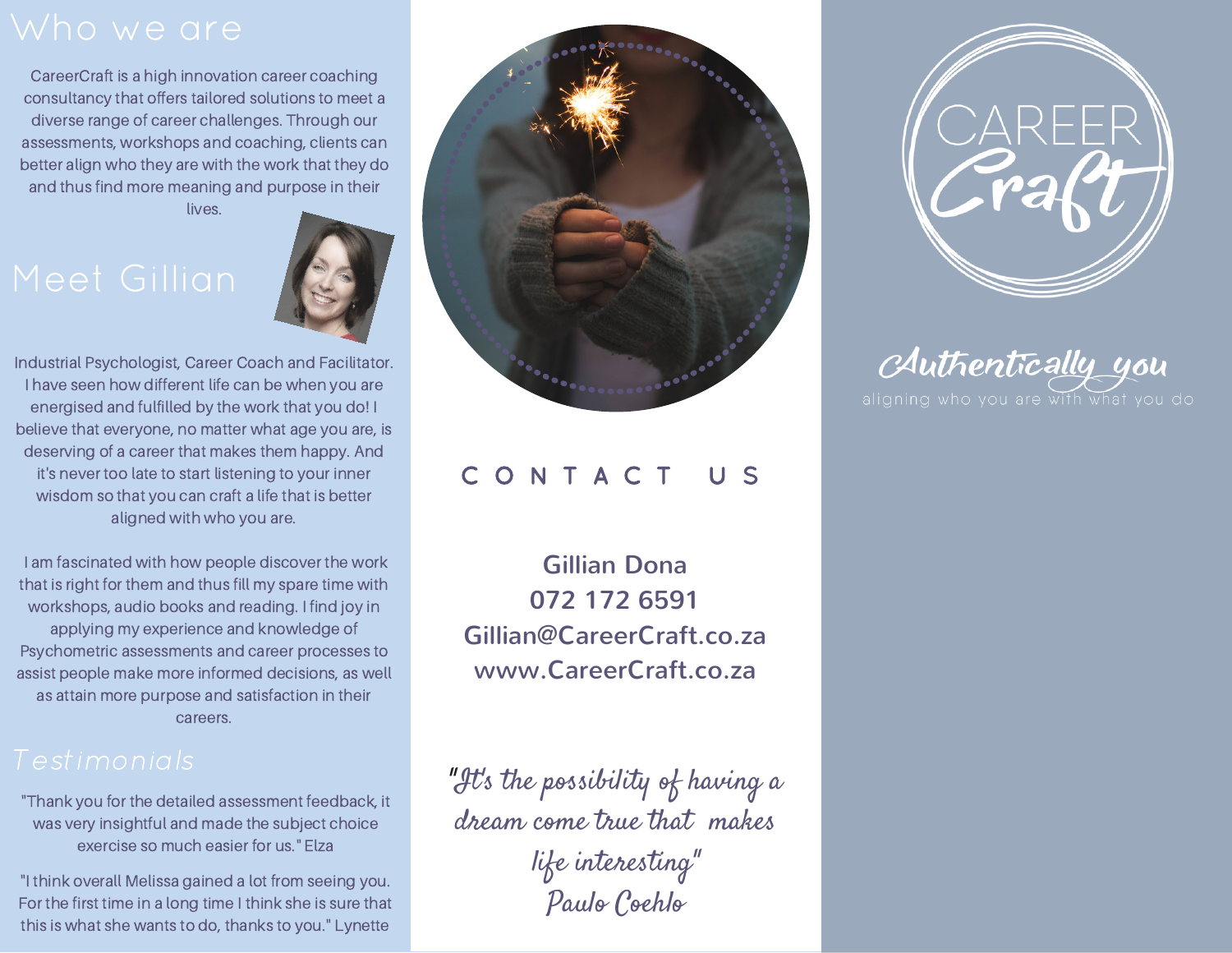# Who we are

CareerCraft is a high innovation career coaching consultancy that offers tailored solutions to meet a diverse range of career challenges. Through our assessments, workshops and coaching, clients can better align who they are with the work that they do and thus find more meaning and purpose in their lives.

# Meet Gillian

Industrial Psychologist, Career Coach and Facilitator. I have seen how different life can be when you are energised and fulfilled by the work that you do! I believe that everyone, no matter what age you are, is deserving of a career that makes them happy. And it's never too late to start listening to your inner wisdom so that you can craft a life that is better aligned with who you are.

I am fascinated with how people discover the work that is right for them and thus fill my spare time with workshops, audio books and reading. I find joy in applying my experience and knowledge of Psychometric assessments and career processes to assist people make more informed decisions, as well as attain more purpose and satisfaction in their careers.

# Testimonials

"Thank you for the detailed assessment feedback, it was very insightful and made the subject choice exercise so much easier for us." Elza

"I think overall Melissa gained a lot from seeing you. For the first time in a long time I think she is sure that this is what she wants to do, thanks to you." Lynette

# CONTACT US

**Gillian Dona**
**072 172 6591**
**Gillian@CareerCraft.co.za**
**www.CareerCraft.co.za**

*"It's the possibility of having a dream come true that makes life interesting"*
*Paulo Coehlo*

# CAREER Craft

*Authentically you*

aligning who you are with what you do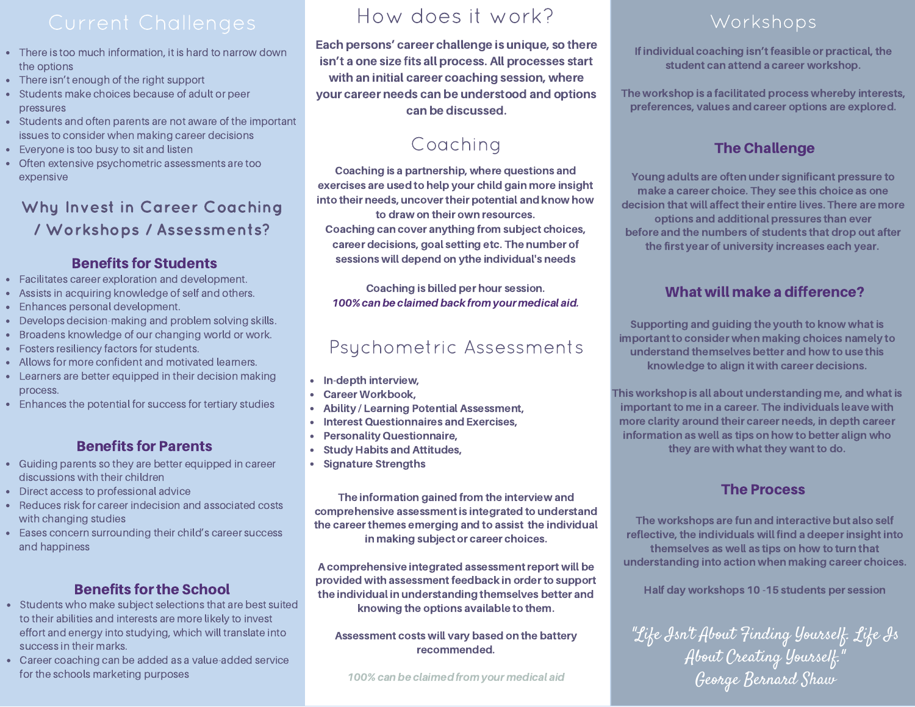## Current Challenges

- There is too much information, it is hard to narrow down the options
- There isn't enough of the right support
- Students make choices because of adult or peer pressures
- Students and often parents are not aware of the important issues to consider when making career decisions
- Everyone is too busy to sit and listen
- Often extensive psychometric assessments are too expensive

## Why Invest in Career Coaching / Workshops / Assessments?

### Benefits for Students

- Facilitates career exploration and development.
- Assists in acquiring knowledge of self and others.
- Enhances personal development.
- Develops decision-making and problem solving skills.
- Broadens knowledge of our changing world or work.
- Fosters resiliency factors for students.
- Allows for more confident and motivated learners.
- Learners are better equipped in their decision making process.
- Enhances the potential for success for tertiary studies

### Benefits for Parents

- Guiding parents so they are better equipped in career discussions with their children
- Direct access to professional advice
- Reduces risk for career indecision and associated costs with changing studies
- Eases concern surrounding their child's career success and happiness

### Benefits for the School

- Students who make subject selections that are best suited to their abilities and interests are more likely to invest effort and energy into studying, which will translate into success in their marks.
- Career coaching can be added as a value-added service for the schools marketing purposes

## How does it work?

**Each persons' career challenge is unique, so there isn't a one size fits all process. All processes start with an initial career coaching session, where your career needs can be understood and options can be discussed.**

## Coaching

**Coaching is a partnership, where questions and exercises are used to help your child gain more insight into their needs, uncover their potential and know how to draw on their own resources.**
**Coaching can cover anything from subject choices, career decisions, goal setting etc. The number of sessions will depend on ythe individual's needs**

**Coaching is billed per hour session.**
***100% can be claimed back from your medical aid.***

## Psychometric Assessments

- **In-depth interview,**
- **Career Workbook,**
- **Ability / Learning Potential Assessment,**
- **Interest Questionnaires and Exercises,**
- **Personality Questionnaire,**
- **Study Habits and Attitudes,**
- **Signature Strengths**

**The information gained from the interview and comprehensive assessment is integrated to understand the career themes emerging and to assist the individual in making subject or career choices.**

**A comprehensive integrated assessment report will be provided with assessment feedback in order to support the individual in understanding themselves better and knowing the options available to them.**

**Assessment costs will vary based on the battery recommended.**

***100% can be claimed from your medical aid***

## Workshops

**If individual coaching isn't feasible or practical, the student can attend a career workshop.**

**The workshop is a facilitated process whereby interests, preferences, values and career options are explored.**

### The Challenge

**Young adults are often under significant pressure to make a career choice. They see this choice as one decision that will affect their entire lives. There are more options and additional pressures than ever before and the numbers of students that drop out after the first year of university increases each year.**

### What will make a difference?

**Supporting and guiding the youth to know what is important to consider when making choices namely to understand themselves better and how to use this knowledge to align it with career decisions.**

**This workshop is all about understanding me, and what is important to me in a career. The individuals leave with more clarity around their career needs, in depth career information as well as tips on how to better align who they are with what they want to do.**

### The Process

**The workshops are fun and interactive but also self reflective, the individuals will find a deeper insight into themselves as well as tips on how to turn that understanding into action when making career choices.**

**Half day workshops 10 -15 students per session**

*"Life Isn't About Finding Yourself. Life Is About Creating Yourself."*
*George Bernard Shaw*